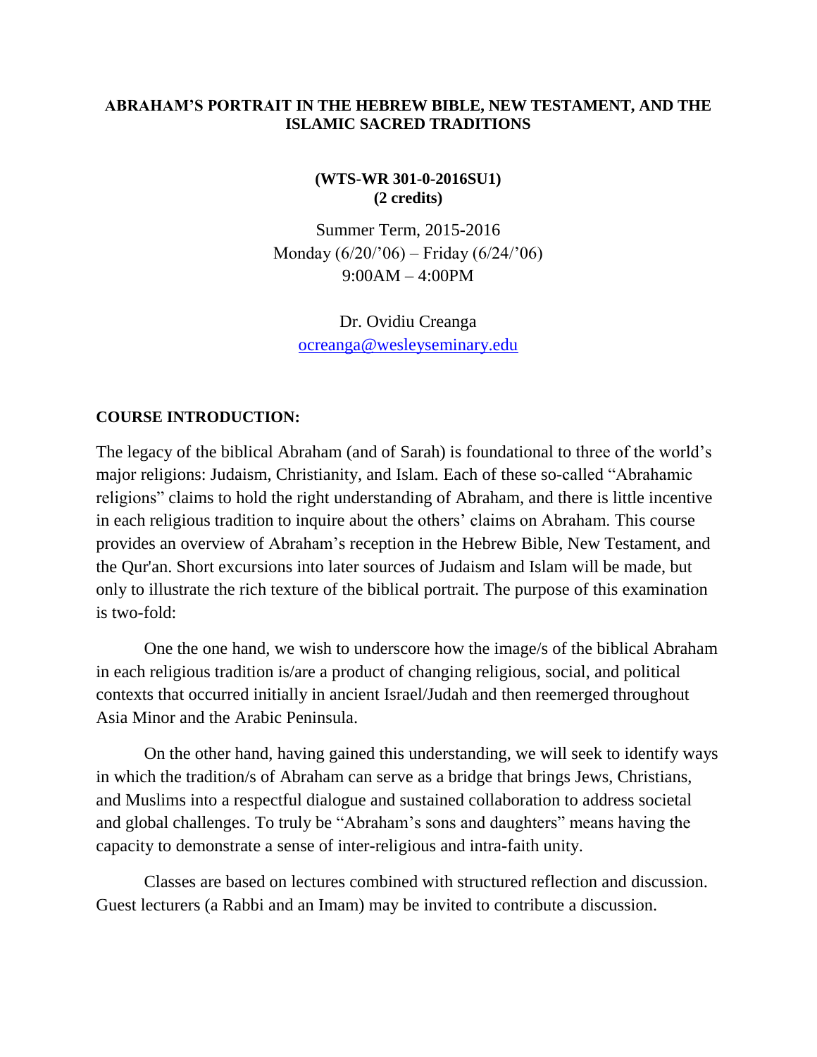# ABRAHAM'S PORTRAIT IN THE HEBREW BIBLE, NEW TESTAMENT, AND THE ISLAMIC SACRED TRADITIONS

**(WTS-WR 301-0-2016SU1)**
**(2 credits)**

Summer Term, 2015-2016
Monday (6/20/'06) – Friday (6/24/'06)
9:00AM – 4:00PM

Dr. Ovidiu Creanga
ocreanga@wesleyseminary.edu

## COURSE INTRODUCTION:

The legacy of the biblical Abraham (and of Sarah) is foundational to three of the world's major religions: Judaism, Christianity, and Islam. Each of these so-called "Abrahamic religions" claims to hold the right understanding of Abraham, and there is little incentive in each religious tradition to inquire about the others' claims on Abraham. This course provides an overview of Abraham's reception in the Hebrew Bible, New Testament, and the Qur'an. Short excursions into later sources of Judaism and Islam will be made, but only to illustrate the rich texture of the biblical portrait. The purpose of this examination is two-fold:

One the one hand, we wish to underscore how the image/s of the biblical Abraham in each religious tradition is/are a product of changing religious, social, and political contexts that occurred initially in ancient Israel/Judah and then reemerged throughout Asia Minor and the Arabic Peninsula.

On the other hand, having gained this understanding, we will seek to identify ways in which the tradition/s of Abraham can serve as a bridge that brings Jews, Christians, and Muslims into a respectful dialogue and sustained collaboration to address societal and global challenges. To truly be "Abraham's sons and daughters" means having the capacity to demonstrate a sense of inter-religious and intra-faith unity.

Classes are based on lectures combined with structured reflection and discussion. Guest lecturers (a Rabbi and an Imam) may be invited to contribute a discussion.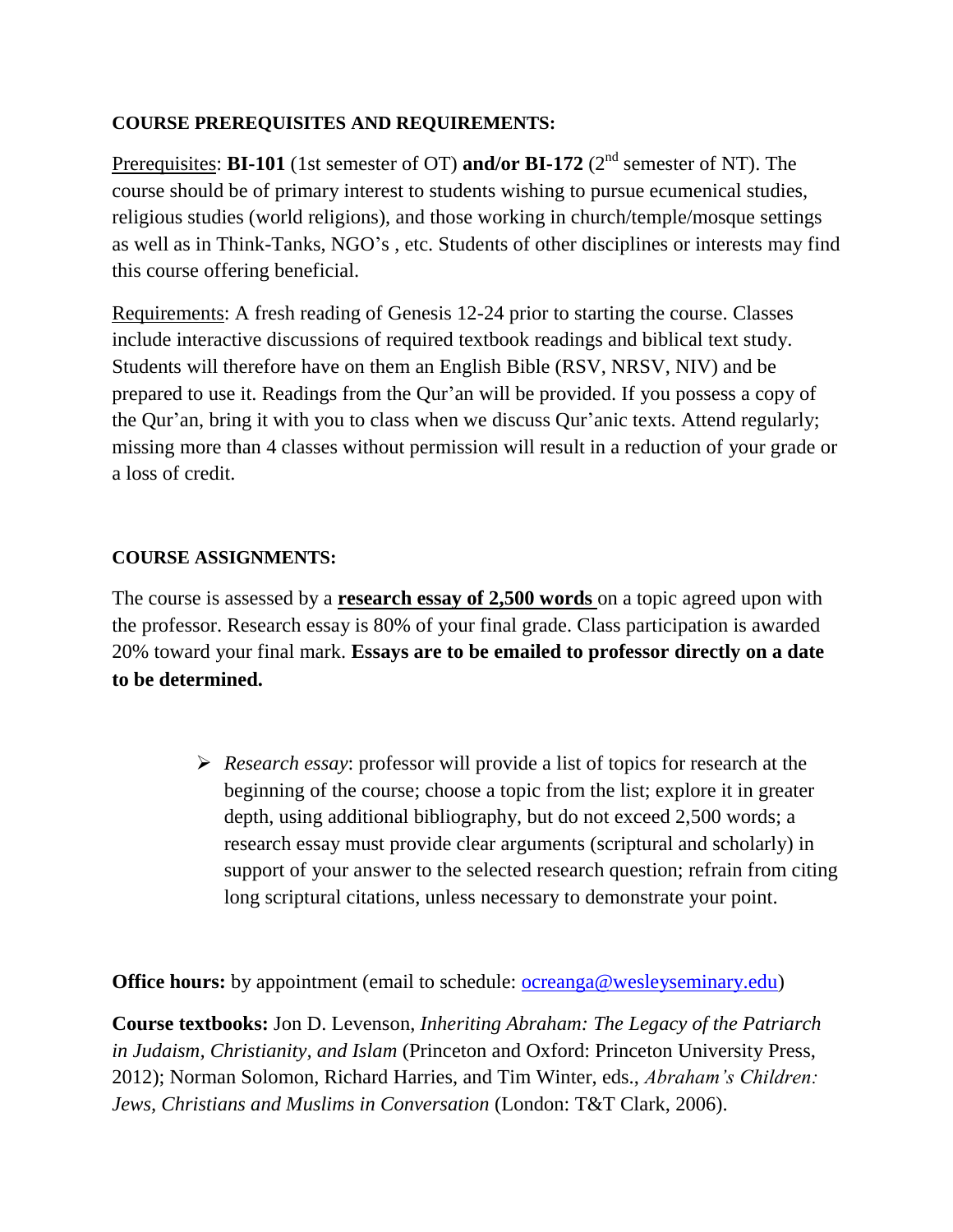**COURSE PREREQUISITES AND REQUIREMENTS:**

Prerequisites: **BI-101** (1st semester of OT) **and/or BI-172** ($2^{nd}$ semester of NT). The course should be of primary interest to students wishing to pursue ecumenical studies, religious studies (world religions), and those working in church/temple/mosque settings as well as in Think-Tanks, NGO's , etc. Students of other disciplines or interests may find this course offering beneficial.

Requirements: A fresh reading of Genesis 12-24 prior to starting the course. Classes include interactive discussions of required textbook readings and biblical text study. Students will therefore have on them an English Bible (RSV, NRSV, NIV) and be prepared to use it. Readings from the Qur'an will be provided. If you possess a copy of the Qur'an, bring it with you to class when we discuss Qur'anic texts. Attend regularly; missing more than 4 classes without permission will result in a reduction of your grade or a loss of credit.

**COURSE ASSIGNMENTS:**

The course is assessed by a **research essay of 2,500 words** on a topic agreed upon with the professor. Research essay is 80% of your final grade. Class participation is awarded 20% toward your final mark. **Essays are to be emailed to professor directly on a date to be determined.**

- *Research essay*: professor will provide a list of topics for research at the beginning of the course; choose a topic from the list; explore it in greater depth, using additional bibliography, but do not exceed 2,500 words; a research essay must provide clear arguments (scriptural and scholarly) in support of your answer to the selected research question; refrain from citing long scriptural citations, unless necessary to demonstrate your point.

**Office hours:** by appointment (email to schedule: ocreanga@wesleyseminary.edu)

**Course textbooks:** Jon D. Levenson, *Inheriting Abraham: The Legacy of the Patriarch in Judaism, Christianity, and Islam* (Princeton and Oxford: Princeton University Press, 2012); Norman Solomon, Richard Harries, and Tim Winter, eds., *Abraham's Children: Jews, Christians and Muslims in Conversation* (London: T&T Clark, 2006).